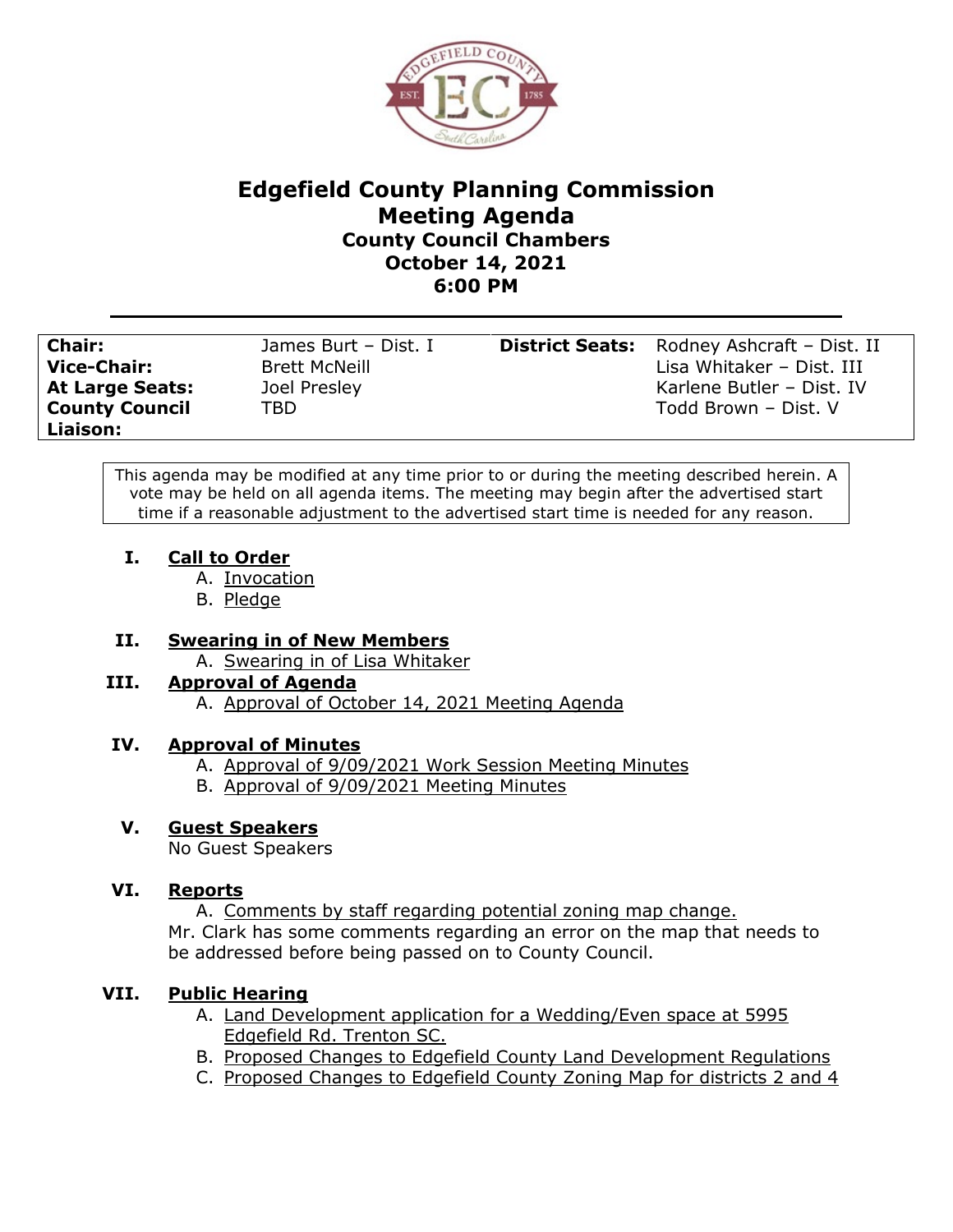# Edgefield County Planning Commission
## Meeting Agenda
### County Council Chambers
### October 14, 2021
### 6:00 PM

| | | | |
|---|---|---|---|
| **Chair:** | James Burt – Dist. I | **District Seats:** | Rodney Ashcraft – Dist. II |
| **Vice-Chair:** | Brett McNeill | | Lisa Whitaker – Dist. III |
| **At Large Seats:** | Joel Presley | | Karlene Butler – Dist. IV |
| **County Council Liaison:** | TBD | | Todd Brown – Dist. V |

This agenda may be modified at any time prior to or during the meeting described herein. A vote may be held on all agenda items. The meeting may begin after the advertised start time if a reasonable adjustment to the advertised start time is needed for any reason.

**I. Call to Order**
- A. Invocation
- B. Pledge

**II. Swearing in of New Members**
- A. Swearing in of Lisa Whitaker

**III. Approval of Agenda**
- A. Approval of October 14, 2021 Meeting Agenda

**IV. Approval of Minutes**
- A. Approval of 9/09/2021 Work Session Meeting Minutes
- B. Approval of 9/09/2021 Meeting Minutes

**V. Guest Speakers**

No Guest Speakers

**VI. Reports**
- A. Comments by staff regarding potential zoning map change.

Mr. Clark has some comments regarding an error on the map that needs to be addressed before being passed on to County Council.

**VII. Public Hearing**
- A. Land Development application for a Wedding/Even space at 5995 Edgefield Rd. Trenton SC.
- B. Proposed Changes to Edgefield County Land Development Regulations
- C. Proposed Changes to Edgefield County Zoning Map for districts 2 and 4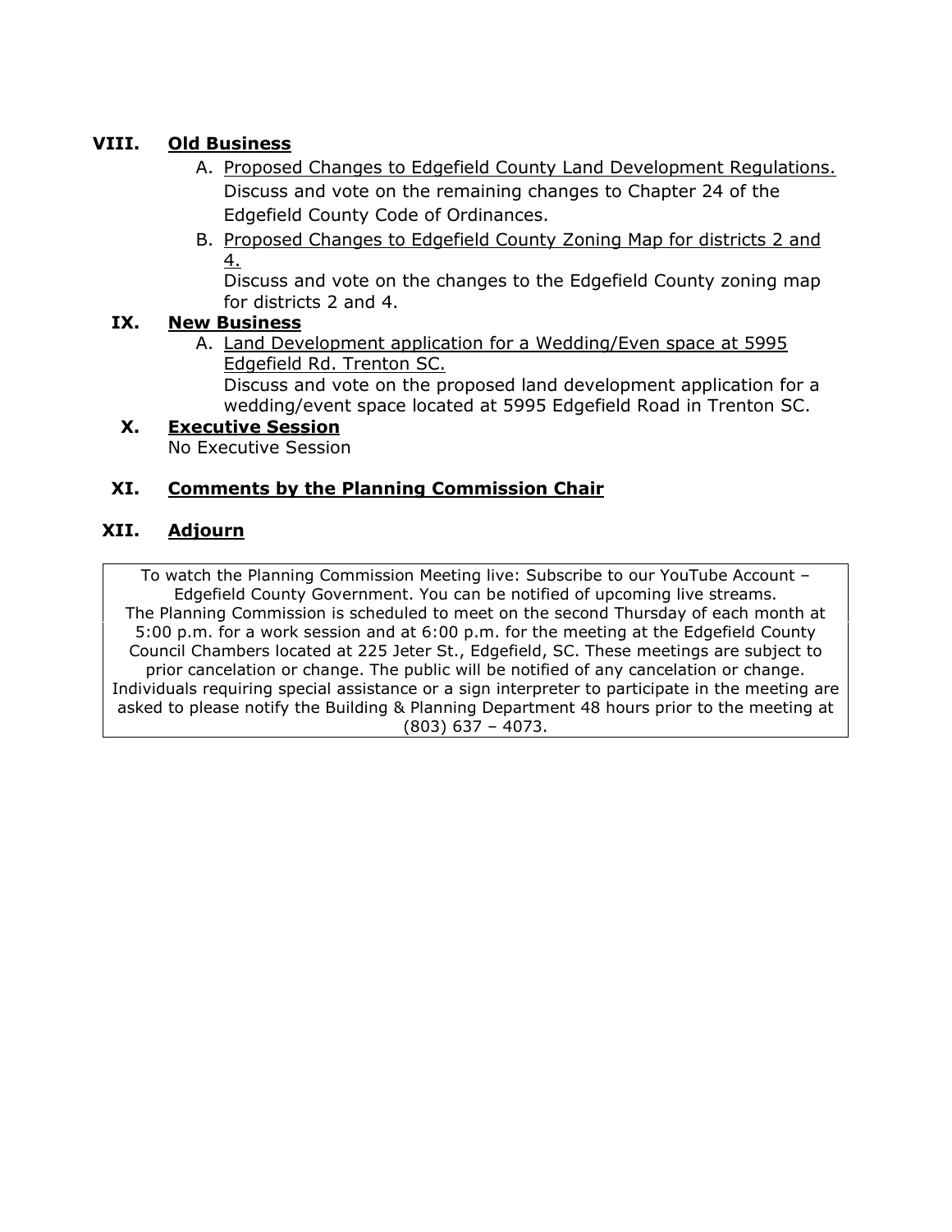## VIII. Old Business

A. Proposed Changes to Edgefield County Land Development Regulations.
   Discuss and vote on the remaining changes to Chapter 24 of the Edgefield County Code of Ordinances.

B. Proposed Changes to Edgefield County Zoning Map for districts 2 and 4.
   Discuss and vote on the changes to the Edgefield County zoning map for districts 2 and 4.

## IX. New Business

A. Land Development application for a Wedding/Even space at 5995 Edgefield Rd. Trenton SC.
   Discuss and vote on the proposed land development application for a wedding/event space located at 5995 Edgefield Road in Trenton SC.

## X. Executive Session

No Executive Session

## XI. Comments by the Planning Commission Chair

## XII. Adjourn

To watch the Planning Commission Meeting live: Subscribe to our YouTube Account – Edgefield County Government. You can be notified of upcoming live streams.
The Planning Commission is scheduled to meet on the second Thursday of each month at 5:00 p.m. for a work session and at 6:00 p.m. for the meeting at the Edgefield County Council Chambers located at 225 Jeter St., Edgefield, SC. These meetings are subject to prior cancelation or change. The public will be notified of any cancelation or change. Individuals requiring special assistance or a sign interpreter to participate in the meeting are asked to please notify the Building & Planning Department 48 hours prior to the meeting at (803) 637 – 4073.